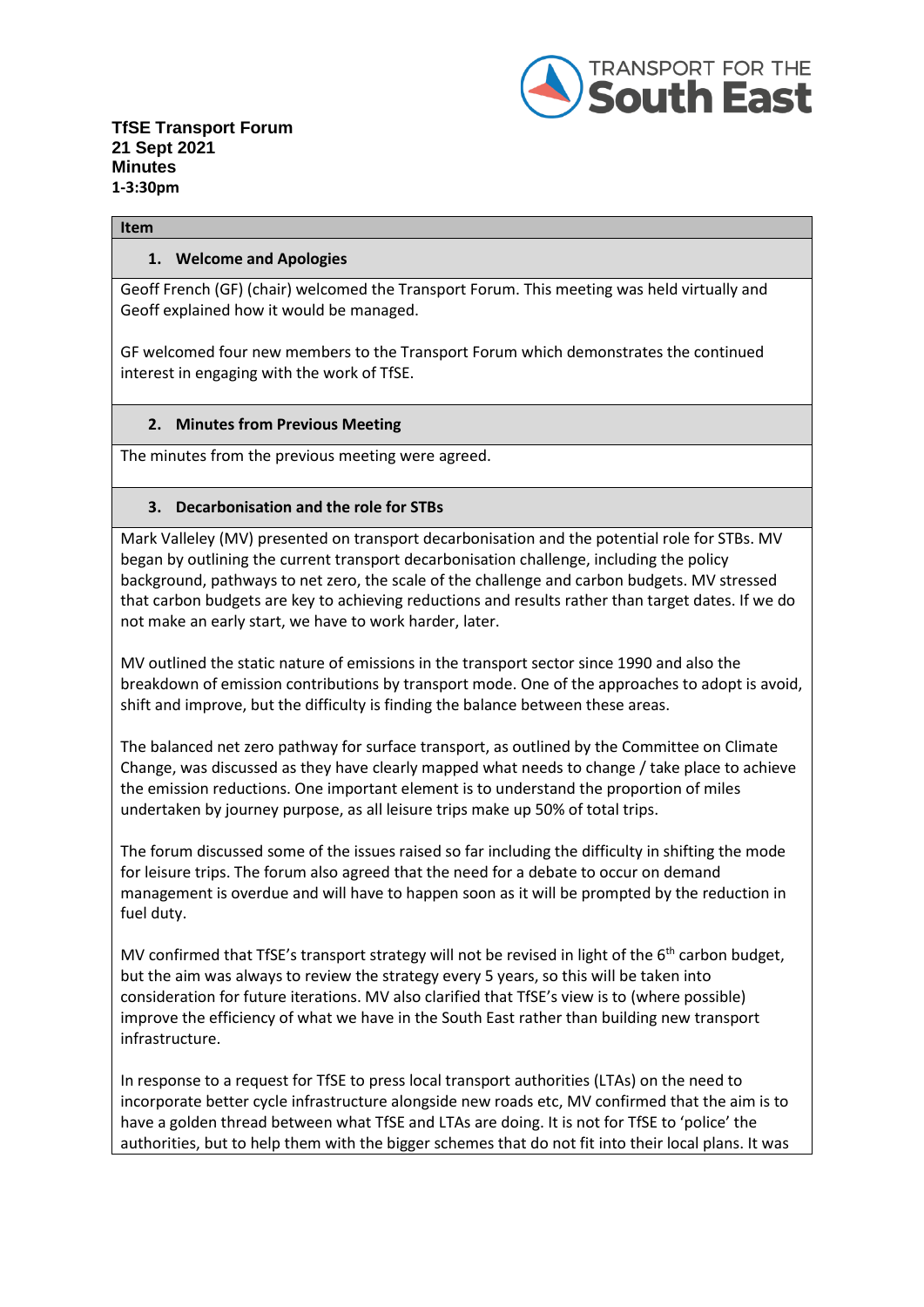**TfSE Transport Forum**
**21 Sept 2021**
**Minutes**
**1-3:30pm**

**Item**

### 1. Welcome and Apologies

Geoff French (GF) (chair) welcomed the Transport Forum. This meeting was held virtually and Geoff explained how it would be managed.

GF welcomed four new members to the Transport Forum which demonstrates the continued interest in engaging with the work of TfSE.

### 2. Minutes from Previous Meeting

The minutes from the previous meeting were agreed.

### 3. Decarbonisation and the role for STBs

Mark Valleley (MV) presented on transport decarbonisation and the potential role for STBs. MV began by outlining the current transport decarbonisation challenge, including the policy background, pathways to net zero, the scale of the challenge and carbon budgets. MV stressed that carbon budgets are key to achieving reductions and results rather than target dates. If we do not make an early start, we have to work harder, later.

MV outlined the static nature of emissions in the transport sector since 1990 and also the breakdown of emission contributions by transport mode. One of the approaches to adopt is avoid, shift and improve, but the difficulty is finding the balance between these areas.

The balanced net zero pathway for surface transport, as outlined by the Committee on Climate Change, was discussed as they have clearly mapped what needs to change / take place to achieve the emission reductions. One important element is to understand the proportion of miles undertaken by journey purpose, as all leisure trips make up 50% of total trips.

The forum discussed some of the issues raised so far including the difficulty in shifting the mode for leisure trips. The forum also agreed that the need for a debate to occur on demand management is overdue and will have to happen soon as it will be prompted by the reduction in fuel duty.

MV confirmed that TfSE's transport strategy will not be revised in light of the 6th carbon budget, but the aim was always to review the strategy every 5 years, so this will be taken into consideration for future iterations. MV also clarified that TfSE's view is to (where possible) improve the efficiency of what we have in the South East rather than building new transport infrastructure.

In response to a request for TfSE to press local transport authorities (LTAs) on the need to incorporate better cycle infrastructure alongside new roads etc, MV confirmed that the aim is to have a golden thread between what TfSE and LTAs are doing. It is not for TfSE to 'police' the authorities, but to help them with the bigger schemes that do not fit into their local plans. It was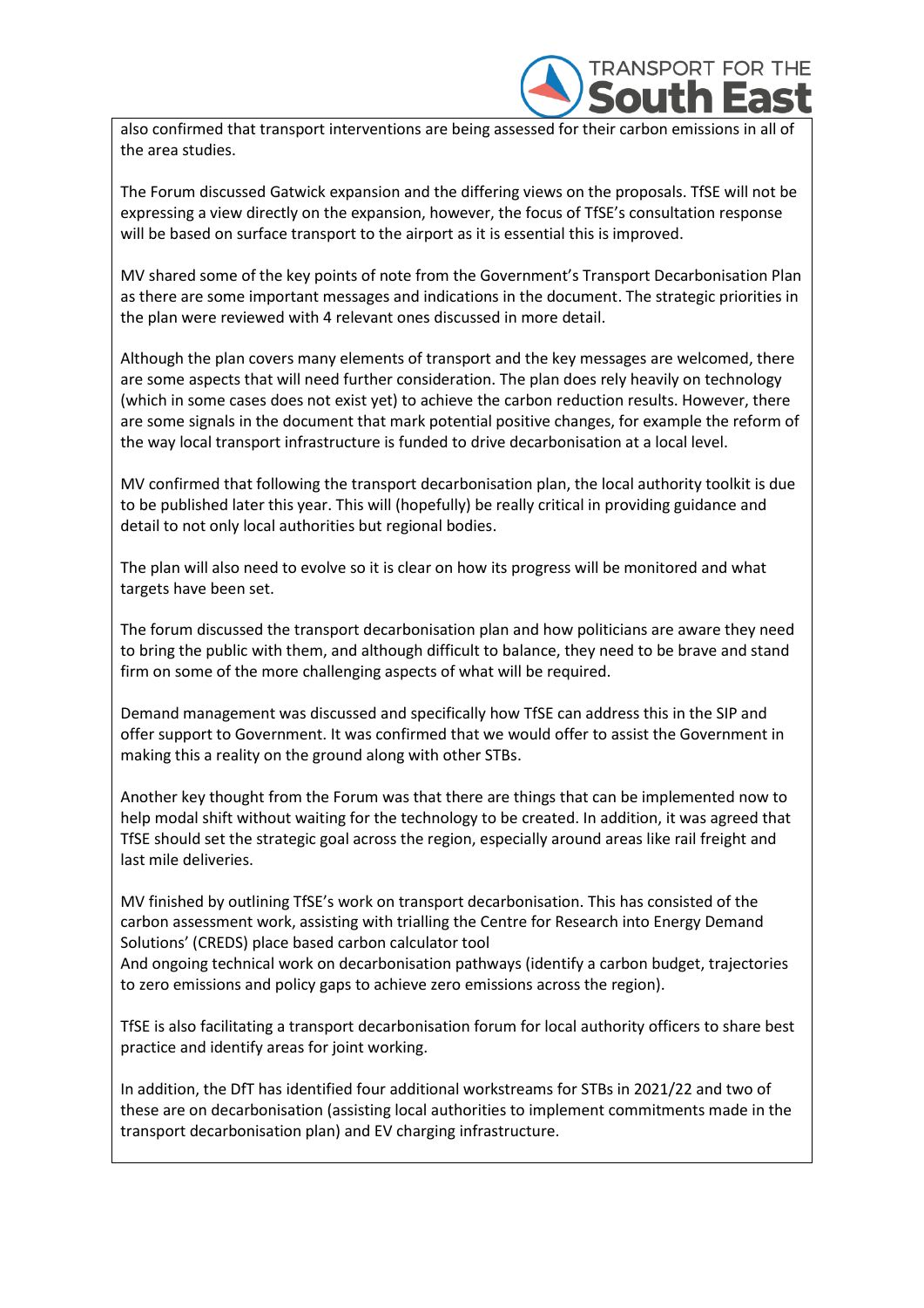also confirmed that transport interventions are being assessed for their carbon emissions in all of the area studies.

The Forum discussed Gatwick expansion and the differing views on the proposals. TfSE will not be expressing a view directly on the expansion, however, the focus of TfSE's consultation response will be based on surface transport to the airport as it is essential this is improved.

MV shared some of the key points of note from the Government's Transport Decarbonisation Plan as there are some important messages and indications in the document. The strategic priorities in the plan were reviewed with 4 relevant ones discussed in more detail.

Although the plan covers many elements of transport and the key messages are welcomed, there are some aspects that will need further consideration. The plan does rely heavily on technology (which in some cases does not exist yet) to achieve the carbon reduction results. However, there are some signals in the document that mark potential positive changes, for example the reform of the way local transport infrastructure is funded to drive decarbonisation at a local level.

MV confirmed that following the transport decarbonisation plan, the local authority toolkit is due to be published later this year. This will (hopefully) be really critical in providing guidance and detail to not only local authorities but regional bodies.

The plan will also need to evolve so it is clear on how its progress will be monitored and what targets have been set.

The forum discussed the transport decarbonisation plan and how politicians are aware they need to bring the public with them, and although difficult to balance, they need to be brave and stand firm on some of the more challenging aspects of what will be required.

Demand management was discussed and specifically how TfSE can address this in the SIP and offer support to Government. It was confirmed that we would offer to assist the Government in making this a reality on the ground along with other STBs.

Another key thought from the Forum was that there are things that can be implemented now to help modal shift without waiting for the technology to be created. In addition, it was agreed that TfSE should set the strategic goal across the region, especially around areas like rail freight and last mile deliveries.

MV finished by outlining TfSE's work on transport decarbonisation. This has consisted of the carbon assessment work, assisting with trialling the Centre for Research into Energy Demand Solutions' (CREDS) place based carbon calculator tool
And ongoing technical work on decarbonisation pathways (identify a carbon budget, trajectories to zero emissions and policy gaps to achieve zero emissions across the region).

TfSE is also facilitating a transport decarbonisation forum for local authority officers to share best practice and identify areas for joint working.

In addition, the DfT has identified four additional workstreams for STBs in 2021/22 and two of these are on decarbonisation (assisting local authorities to implement commitments made in the transport decarbonisation plan) and EV charging infrastructure.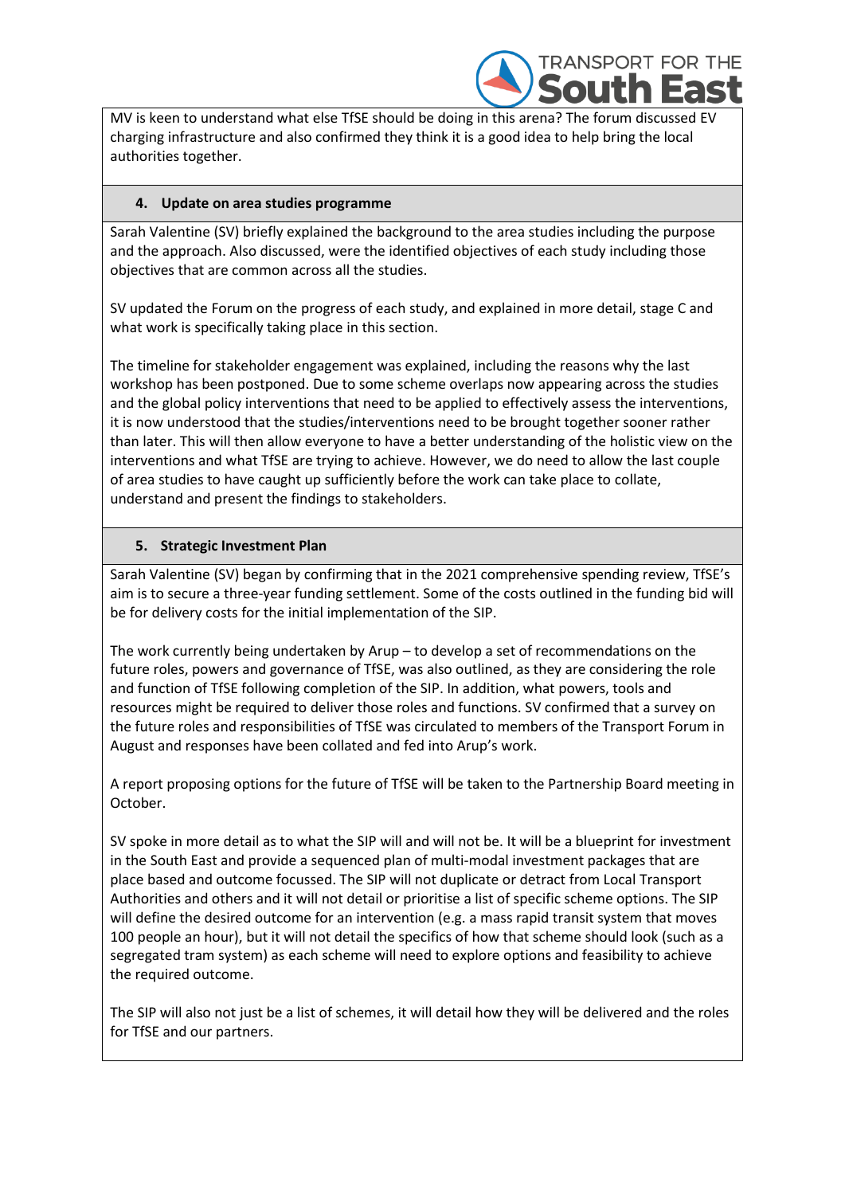MV is keen to understand what else TfSE should be doing in this arena? The forum discussed EV charging infrastructure and also confirmed they think it is a good idea to help bring the local authorities together.

**4. Update on area studies programme**

Sarah Valentine (SV) briefly explained the background to the area studies including the purpose and the approach. Also discussed, were the identified objectives of each study including those objectives that are common across all the studies.

SV updated the Forum on the progress of each study, and explained in more detail, stage C and what work is specifically taking place in this section.

The timeline for stakeholder engagement was explained, including the reasons why the last workshop has been postponed. Due to some scheme overlaps now appearing across the studies and the global policy interventions that need to be applied to effectively assess the interventions, it is now understood that the studies/interventions need to be brought together sooner rather than later. This will then allow everyone to have a better understanding of the holistic view on the interventions and what TfSE are trying to achieve. However, we do need to allow the last couple of area studies to have caught up sufficiently before the work can take place to collate, understand and present the findings to stakeholders.

**5. Strategic Investment Plan**

Sarah Valentine (SV) began by confirming that in the 2021 comprehensive spending review, TfSE's aim is to secure a three-year funding settlement. Some of the costs outlined in the funding bid will be for delivery costs for the initial implementation of the SIP.

The work currently being undertaken by Arup – to develop a set of recommendations on the future roles, powers and governance of TfSE, was also outlined, as they are considering the role and function of TfSE following completion of the SIP. In addition, what powers, tools and resources might be required to deliver those roles and functions. SV confirmed that a survey on the future roles and responsibilities of TfSE was circulated to members of the Transport Forum in August and responses have been collated and fed into Arup's work.

A report proposing options for the future of TfSE will be taken to the Partnership Board meeting in October.

SV spoke in more detail as to what the SIP will and will not be. It will be a blueprint for investment in the South East and provide a sequenced plan of multi-modal investment packages that are place based and outcome focussed. The SIP will not duplicate or detract from Local Transport Authorities and others and it will not detail or prioritise a list of specific scheme options. The SIP will define the desired outcome for an intervention (e.g. a mass rapid transit system that moves 100 people an hour), but it will not detail the specifics of how that scheme should look (such as a segregated tram system) as each scheme will need to explore options and feasibility to achieve the required outcome.

The SIP will also not just be a list of schemes, it will detail how they will be delivered and the roles for TfSE and our partners.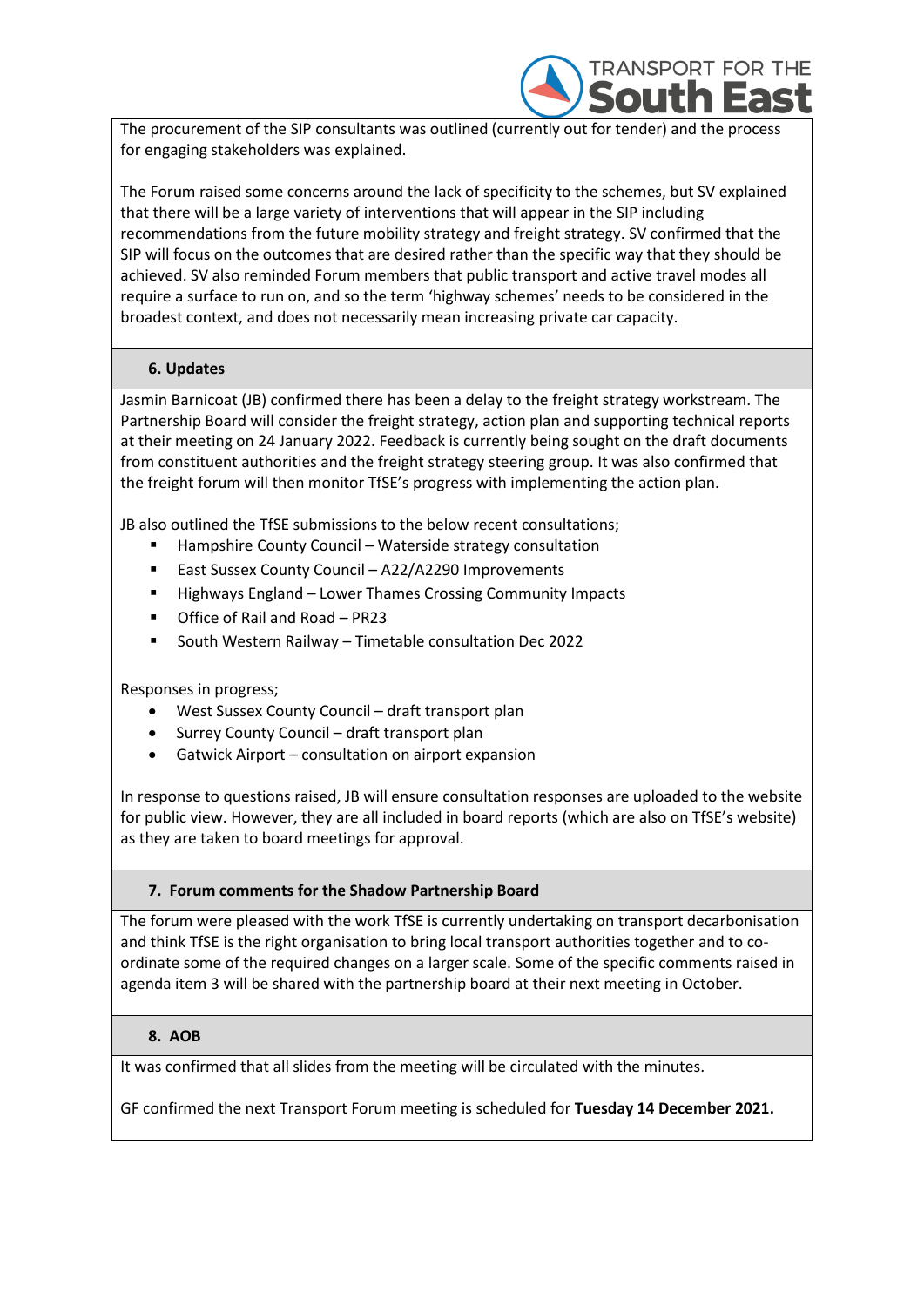The procurement of the SIP consultants was outlined (currently out for tender) and the process for engaging stakeholders was explained.

The Forum raised some concerns around the lack of specificity to the schemes, but SV explained that there will be a large variety of interventions that will appear in the SIP including recommendations from the future mobility strategy and freight strategy. SV confirmed that the SIP will focus on the outcomes that are desired rather than the specific way that they should be achieved. SV also reminded Forum members that public transport and active travel modes all require a surface to run on, and so the term 'highway schemes' needs to be considered in the broadest context, and does not necessarily mean increasing private car capacity.

### 6. Updates

Jasmin Barnicoat (JB) confirmed there has been a delay to the freight strategy workstream. The Partnership Board will consider the freight strategy, action plan and supporting technical reports at their meeting on 24 January 2022. Feedback is currently being sought on the draft documents from constituent authorities and the freight strategy steering group. It was also confirmed that the freight forum will then monitor TfSE's progress with implementing the action plan.

JB also outlined the TfSE submissions to the below recent consultations;

- Hampshire County Council – Waterside strategy consultation
- East Sussex County Council – A22/A2290 Improvements
- Highways England – Lower Thames Crossing Community Impacts
- Office of Rail and Road – PR23
- South Western Railway – Timetable consultation Dec 2022

Responses in progress;

- West Sussex County Council – draft transport plan
- Surrey County Council – draft transport plan
- Gatwick Airport – consultation on airport expansion

In response to questions raised, JB will ensure consultation responses are uploaded to the website for public view. However, they are all included in board reports (which are also on TfSE's website) as they are taken to board meetings for approval.

### 7. Forum comments for the Shadow Partnership Board

The forum were pleased with the work TfSE is currently undertaking on transport decarbonisation and think TfSE is the right organisation to bring local transport authorities together and to co-ordinate some of the required changes on a larger scale. Some of the specific comments raised in agenda item 3 will be shared with the partnership board at their next meeting in October.

### 8. AOB

It was confirmed that all slides from the meeting will be circulated with the minutes.

GF confirmed the next Transport Forum meeting is scheduled for **Tuesday 14 December 2021.**